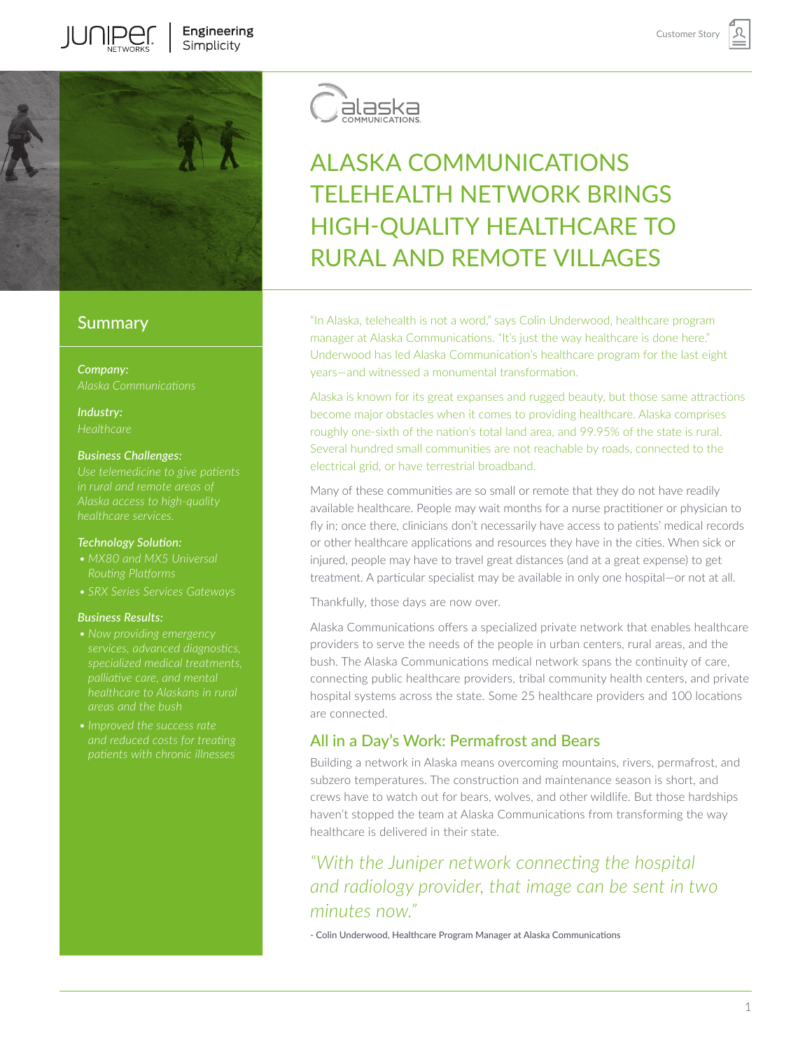# ALASKA COMMUNICATIONS TELEHEALTH NETWORK BRINGS HIGH-QUALITY HEALTHCARE TO RURAL AND REMOTE VILLAGES

## Summary

***Company:***
*Alaska Communications*

***Industry:***
*Healthcare*

***Business Challenges:***
*Use telemedicine to give patients in rural and remote areas of Alaska access to high-quality healthcare services.*

***Technology Solution:***
- *MX80 and MX5 Universal Routing Platforms*
- *SRX Series Services Gateways*

***Business Results:***
- *Now providing emergency services, advanced diagnostics, specialized medical treatments, palliative care, and mental healthcare to Alaskans in rural areas and the bush*
- *Improved the success rate and reduced costs for treating patients with chronic illnesses*

"In Alaska, telehealth is not a word," says Colin Underwood, healthcare program manager at Alaska Communications. "It's just the way healthcare is done here." Underwood has led Alaska Communication's healthcare program for the last eight years—and witnessed a monumental transformation.

Alaska is known for its great expanses and rugged beauty, but those same attractions become major obstacles when it comes to providing healthcare. Alaska comprises roughly one-sixth of the nation's total land area, and 99.95% of the state is rural. Several hundred small communities are not reachable by roads, connected to the electrical grid, or have terrestrial broadband.

Many of these communities are so small or remote that they do not have readily available healthcare. People may wait months for a nurse practitioner or physician to fly in; once there, clinicians don't necessarily have access to patients' medical records or other healthcare applications and resources they have in the cities. When sick or injured, people may have to travel great distances (and at a great expense) to get treatment. A particular specialist may be available in only one hospital—or not at all.

Thankfully, those days are now over.

Alaska Communications offers a specialized private network that enables healthcare providers to serve the needs of the people in urban centers, rural areas, and the bush. The Alaska Communications medical network spans the continuity of care, connecting public healthcare providers, tribal community health centers, and private hospital systems across the state. Some 25 healthcare providers and 100 locations are connected.

## All in a Day's Work: Permafrost and Bears

Building a network in Alaska means overcoming mountains, rivers, permafrost, and subzero temperatures. The construction and maintenance season is short, and crews have to watch out for bears, wolves, and other wildlife. But those hardships haven't stopped the team at Alaska Communications from transforming the way healthcare is delivered in their state.

*"With the Juniper network connecting the hospital and radiology provider, that image can be sent in two minutes now."*

- Colin Underwood, Healthcare Program Manager at Alaska Communications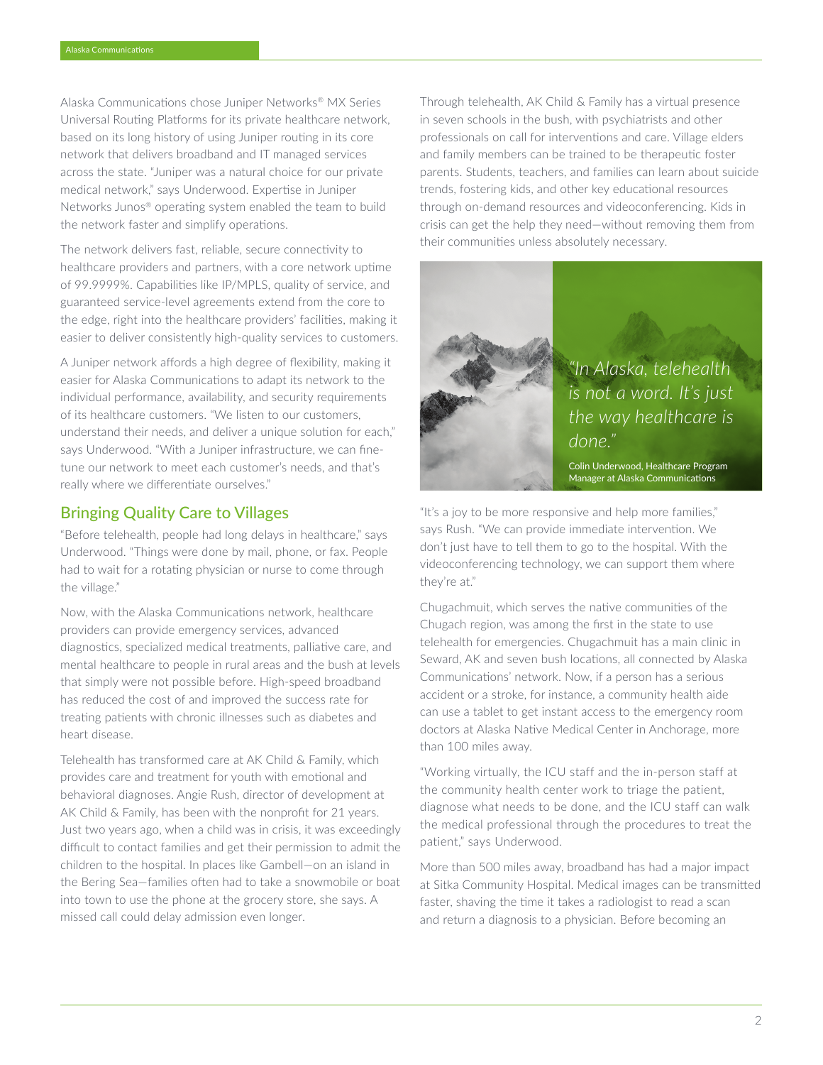Alaska Communications chose Juniper Networks® MX Series Universal Routing Platforms for its private healthcare network, based on its long history of using Juniper routing in its core network that delivers broadband and IT managed services across the state. "Juniper was a natural choice for our private medical network," says Underwood. Expertise in Juniper Networks Junos® operating system enabled the team to build the network faster and simplify operations.

The network delivers fast, reliable, secure connectivity to healthcare providers and partners, with a core network uptime of 99.9999%. Capabilities like IP/MPLS, quality of service, and guaranteed service-level agreements extend from the core to the edge, right into the healthcare providers' facilities, making it easier to deliver consistently high-quality services to customers.

A Juniper network affords a high degree of flexibility, making it easier for Alaska Communications to adapt its network to the individual performance, availability, and security requirements of its healthcare customers. "We listen to our customers, understand their needs, and deliver a unique solution for each," says Underwood. "With a Juniper infrastructure, we can fine-tune our network to meet each customer's needs, and that's really where we differentiate ourselves."

## Bringing Quality Care to Villages

"Before telehealth, people had long delays in healthcare," says Underwood. "Things were done by mail, phone, or fax. People had to wait for a rotating physician or nurse to come through the village."

Now, with the Alaska Communications network, healthcare providers can provide emergency services, advanced diagnostics, specialized medical treatments, palliative care, and mental healthcare to people in rural areas and the bush at levels that simply were not possible before. High-speed broadband has reduced the cost of and improved the success rate for treating patients with chronic illnesses such as diabetes and heart disease.

Telehealth has transformed care at AK Child & Family, which provides care and treatment for youth with emotional and behavioral diagnoses. Angie Rush, director of development at AK Child & Family, has been with the nonprofit for 21 years. Just two years ago, when a child was in crisis, it was exceedingly difficult to contact families and get their permission to admit the children to the hospital. In places like Gambell—on an island in the Bering Sea—families often had to take a snowmobile or boat into town to use the phone at the grocery store, she says. A missed call could delay admission even longer.

Through telehealth, AK Child & Family has a virtual presence in seven schools in the bush, with psychiatrists and other professionals on call for interventions and care. Village elders and family members can be trained to be therapeutic foster parents. Students, teachers, and families can learn about suicide trends, fostering kids, and other key educational resources through on-demand resources and videoconferencing. Kids in crisis can get the help they need—without removing them from their communities unless absolutely necessary.

> *"In Alaska, telehealth is not a word. It's just the way healthcare is done."*
>
> Colin Underwood, Healthcare Program Manager at Alaska Communications

"It's a joy to be more responsive and help more families," says Rush. "We can provide immediate intervention. We don't just have to tell them to go to the hospital. With the videoconferencing technology, we can support them where they're at."

Chugachmuit, which serves the native communities of the Chugach region, was among the first in the state to use telehealth for emergencies. Chugachmuit has a main clinic in Seward, AK and seven bush locations, all connected by Alaska Communications' network. Now, if a person has a serious accident or a stroke, for instance, a community health aide can use a tablet to get instant access to the emergency room doctors at Alaska Native Medical Center in Anchorage, more than 100 miles away.

"Working virtually, the ICU staff and the in-person staff at the community health center work to triage the patient, diagnose what needs to be done, and the ICU staff can walk the medical professional through the procedures to treat the patient," says Underwood.

More than 500 miles away, broadband has had a major impact at Sitka Community Hospital. Medical images can be transmitted faster, shaving the time it takes a radiologist to read a scan and return a diagnosis to a physician. Before becoming an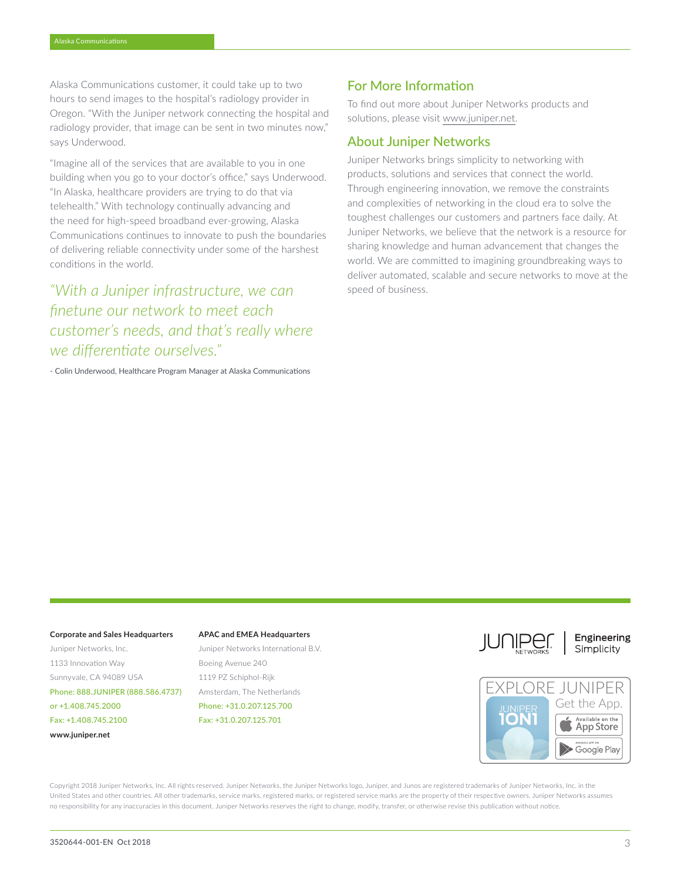Alaska Communications customer, it could take up to two hours to send images to the hospital's radiology provider in Oregon. "With the Juniper network connecting the hospital and radiology provider, that image can be sent in two minutes now," says Underwood.

"Imagine all of the services that are available to you in one building when you go to your doctor's office," says Underwood. "In Alaska, healthcare providers are trying to do that via telehealth." With technology continually advancing and the need for high-speed broadband ever-growing, Alaska Communications continues to innovate to push the boundaries of delivering reliable connectivity under some of the harshest conditions in the world.

*"With a Juniper infrastructure, we can finetune our network to meet each customer's needs, and that's really where we differentiate ourselves."*

- Colin Underwood, Healthcare Program Manager at Alaska Communications

## For More Information

To find out more about Juniper Networks products and solutions, please visit www.juniper.net.

## About Juniper Networks

Juniper Networks brings simplicity to networking with products, solutions and services that connect the world. Through engineering innovation, we remove the constraints and complexities of networking in the cloud era to solve the toughest challenges our customers and partners face daily. At Juniper Networks, we believe that the network is a resource for sharing knowledge and human advancement that changes the world. We are committed to imagining groundbreaking ways to deliver automated, scalable and secure networks to move at the speed of business.

**Corporate and Sales Headquarters**
Juniper Networks, Inc.
1133 Innovation Way
Sunnyvale, CA 94089 USA
Phone: 888.JUNIPER (888.586.4737)
or +1.408.745.2000
Fax: +1.408.745.2100
**www.juniper.net**

**APAC and EMEA Headquarters**
Juniper Networks International B.V.
Boeing Avenue 240
1119 PZ Schiphol-Rijk
Amsterdam, The Netherlands
Phone: +31.0.207.125.700
Fax: +31.0.207.125.701

Engineering Simplicity

EXPLORE JUNIPER
Get the App.

Copyright 2018 Juniper Networks, Inc. All rights reserved. Juniper Networks, the Juniper Networks logo, Juniper, and Junos are registered trademarks of Juniper Networks, Inc. in the United States and other countries. All other trademarks, service marks, registered marks, or registered service marks are the property of their respective owners. Juniper Networks assumes no responsibility for any inaccuracies in this document. Juniper Networks reserves the right to change, modify, transfer, or otherwise revise this publication without notice.

3520644-001-EN Oct 2018